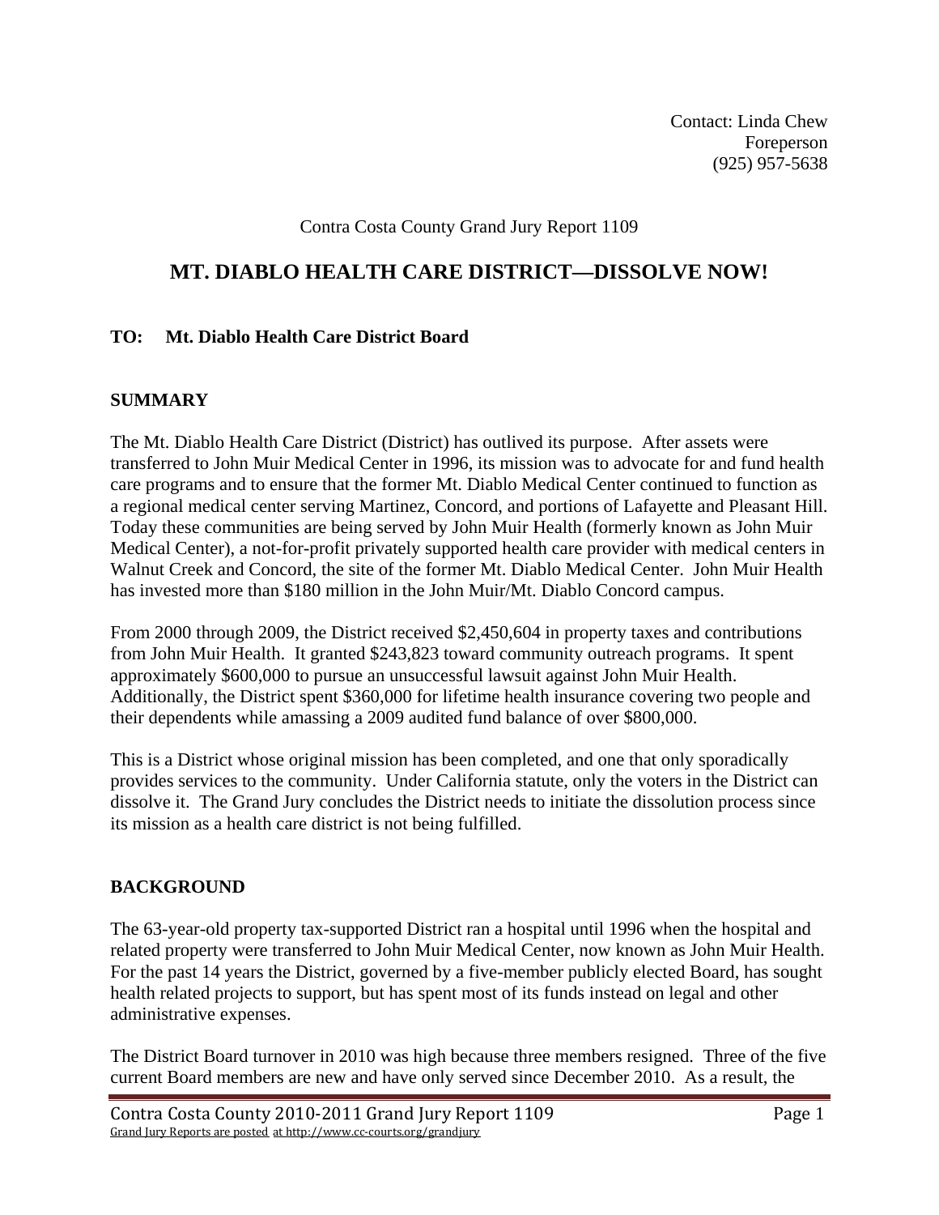Contact: Linda Chew
Foreperson
(925) 957-5638

Contra Costa County Grand Jury Report 1109

# MT. DIABLO HEALTH CARE DISTRICT—DISSOLVE NOW!

**TO: Mt. Diablo Health Care District Board**

## SUMMARY

The Mt. Diablo Health Care District (District) has outlived its purpose. After assets were transferred to John Muir Medical Center in 1996, its mission was to advocate for and fund health care programs and to ensure that the former Mt. Diablo Medical Center continued to function as a regional medical center serving Martinez, Concord, and portions of Lafayette and Pleasant Hill. Today these communities are being served by John Muir Health (formerly known as John Muir Medical Center), a not-for-profit privately supported health care provider with medical centers in Walnut Creek and Concord, the site of the former Mt. Diablo Medical Center. John Muir Health has invested more than $180 million in the John Muir/Mt. Diablo Concord campus.

From 2000 through 2009, the District received $2,450,604 in property taxes and contributions from John Muir Health. It granted $243,823 toward community outreach programs. It spent approximately $600,000 to pursue an unsuccessful lawsuit against John Muir Health. Additionally, the District spent $360,000 for lifetime health insurance covering two people and their dependents while amassing a 2009 audited fund balance of over $800,000.

This is a District whose original mission has been completed, and one that only sporadically provides services to the community. Under California statute, only the voters in the District can dissolve it. The Grand Jury concludes the District needs to initiate the dissolution process since its mission as a health care district is not being fulfilled.

## BACKGROUND

The 63-year-old property tax-supported District ran a hospital until 1996 when the hospital and related property were transferred to John Muir Medical Center, now known as John Muir Health. For the past 14 years the District, governed by a five-member publicly elected Board, has sought health related projects to support, but has spent most of its funds instead on legal and other administrative expenses.

The District Board turnover in 2010 was high because three members resigned. Three of the five current Board members are new and have only served since December 2010. As a result, the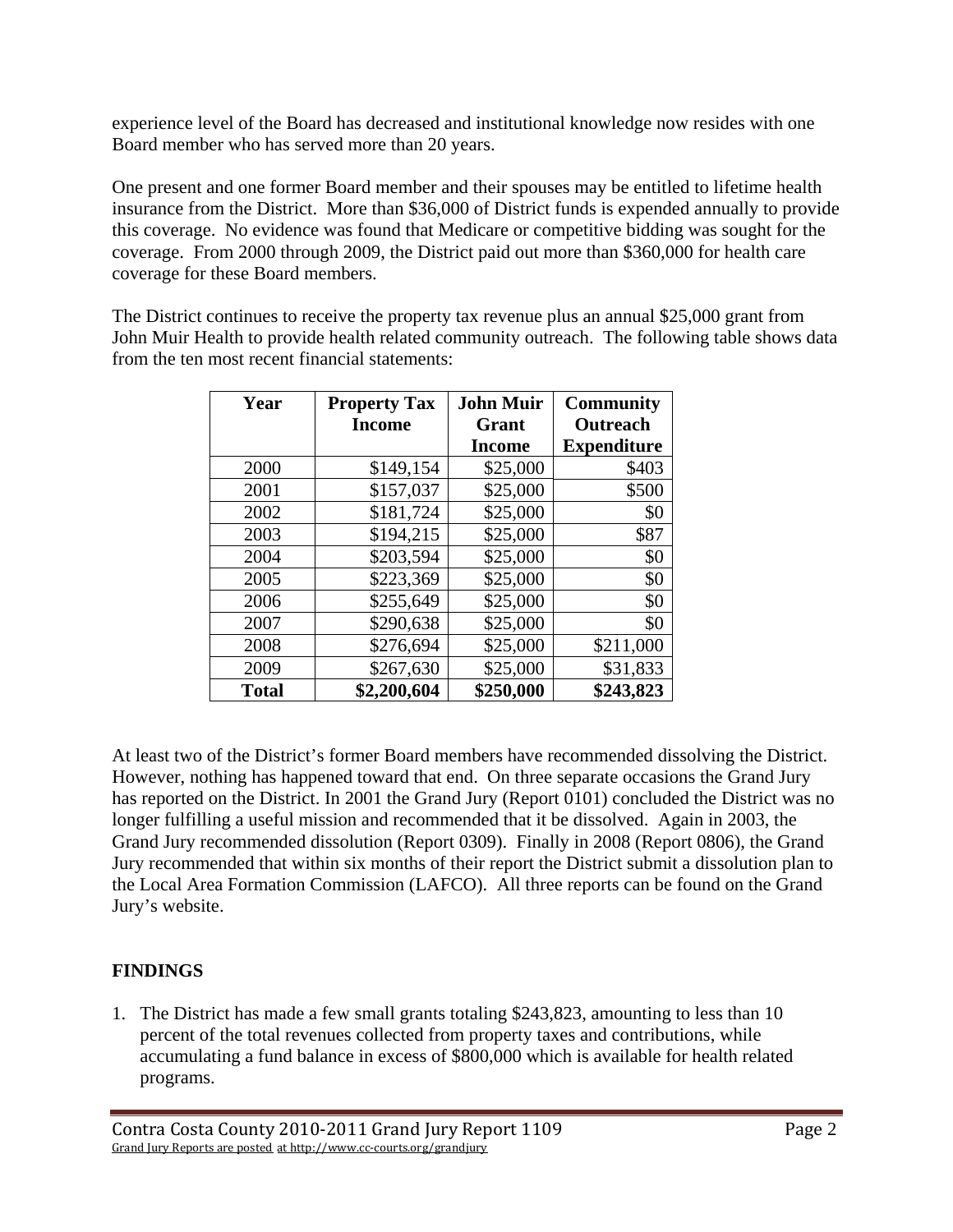experience level of the Board has decreased and institutional knowledge now resides with one Board member who has served more than 20 years.

One present and one former Board member and their spouses may be entitled to lifetime health insurance from the District. More than $36,000 of District funds is expended annually to provide this coverage. No evidence was found that Medicare or competitive bidding was sought for the coverage. From 2000 through 2009, the District paid out more than $360,000 for health care coverage for these Board members.

The District continues to receive the property tax revenue plus an annual $25,000 grant from John Muir Health to provide health related community outreach. The following table shows data from the ten most recent financial statements:

| Year | Property Tax Income | John Muir Grant Income | Community Outreach Expenditure |
|---|---|---|---|
| 2000 | $149,154 | $25,000 | $403 |
| 2001 | $157,037 | $25,000 | $500 |
| 2002 | $181,724 | $25,000 | $0 |
| 2003 | $194,215 | $25,000 | $87 |
| 2004 | $203,594 | $25,000 | $0 |
| 2005 | $223,369 | $25,000 | $0 |
| 2006 | $255,649 | $25,000 | $0 |
| 2007 | $290,638 | $25,000 | $0 |
| 2008 | $276,694 | $25,000 | $211,000 |
| 2009 | $267,630 | $25,000 | $31,833 |
| **Total** | **$2,200,604** | **$250,000** | **$243,823** |

At least two of the District's former Board members have recommended dissolving the District. However, nothing has happened toward that end. On three separate occasions the Grand Jury has reported on the District. In 2001 the Grand Jury (Report 0101) concluded the District was no longer fulfilling a useful mission and recommended that it be dissolved. Again in 2003, the Grand Jury recommended dissolution (Report 0309). Finally in 2008 (Report 0806), the Grand Jury recommended that within six months of their report the District submit a dissolution plan to the Local Area Formation Commission (LAFCO). All three reports can be found on the Grand Jury's website.

## FINDINGS

1. The District has made a few small grants totaling $243,823, amounting to less than 10 percent of the total revenues collected from property taxes and contributions, while accumulating a fund balance in excess of $800,000 which is available for health related programs.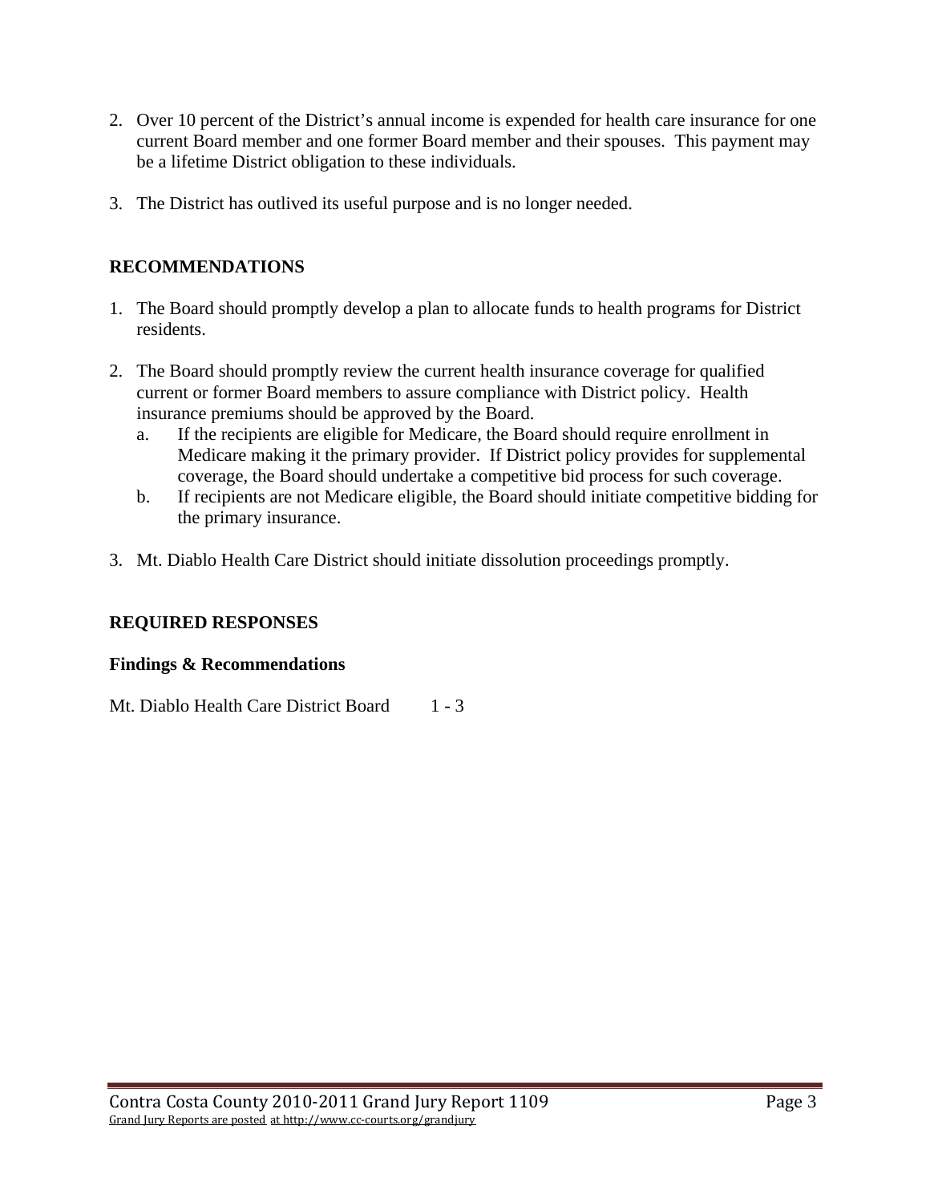2. Over 10 percent of the District's annual income is expended for health care insurance for one current Board member and one former Board member and their spouses. This payment may be a lifetime District obligation to these individuals.

3. The District has outlived its useful purpose and is no longer needed.

## RECOMMENDATIONS

1. The Board should promptly develop a plan to allocate funds to health programs for District residents.

2. The Board should promptly review the current health insurance coverage for qualified current or former Board members to assure compliance with District policy. Health insurance premiums should be approved by the Board.
   a. If the recipients are eligible for Medicare, the Board should require enrollment in Medicare making it the primary provider. If District policy provides for supplemental coverage, the Board should undertake a competitive bid process for such coverage.
   b. If recipients are not Medicare eligible, the Board should initiate competitive bidding for the primary insurance.

3. Mt. Diablo Health Care District should initiate dissolution proceedings promptly.

## REQUIRED RESPONSES

### Findings & Recommendations

Mt. Diablo Health Care District Board 1 - 3